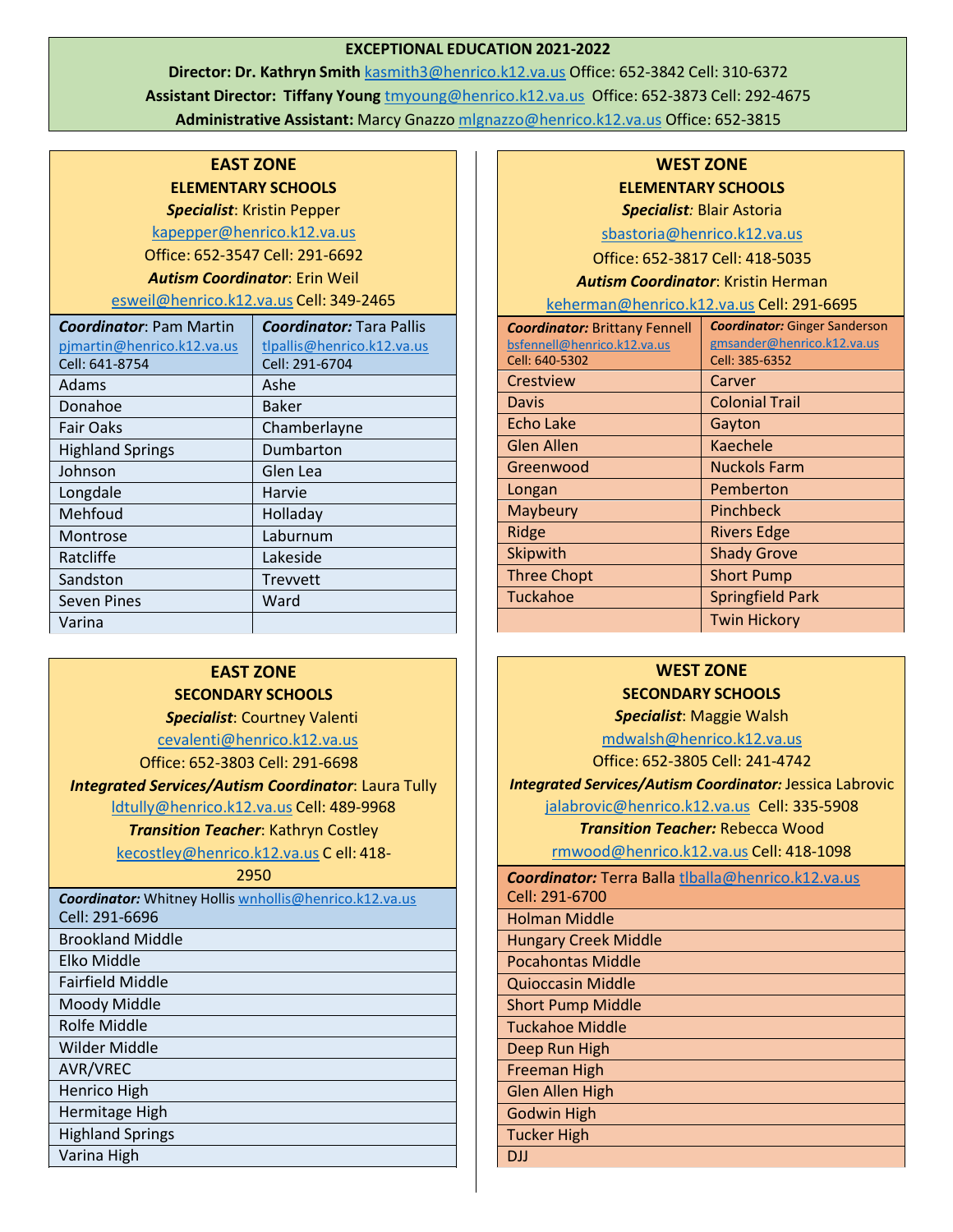# EXCEPTIONAL EDUCATION 2021-2022

**Director: Dr. Kathryn Smith** kasmith3@henrico.k12.va.us Office: 652-3842 Cell: 310-6372

**Assistant Director: Tiffany Young** tmyoung@henrico.k12.va.us Office: 652-3873 Cell: 292-4675

**Administrative Assistant:** Marcy Gnazzo mlgnazzo@henrico.k12.va.us Office: 652-3815

## EAST ZONE
### ELEMENTARY SCHOOLS

***Specialist***: Kristin Pepper
kapepper@henrico.k12.va.us
Office: 652-3547 Cell: 291-6692

***Autism Coordinator***: Erin Weil
esweil@henrico.k12.va.us Cell: 349-2465

| ***Coordinator***: Pam Martin pjmartin@henrico.k12.va.us Cell: 641-8754 | ***Coordinator:*** Tara Pallis tlpallis@henrico.k12.va.us Cell: 291-6704 |
|---|---|
| Adams | Ashe |
| Donahoe | Baker |
| Fair Oaks | Chamberlayne |
| Highland Springs | Dumbarton |
| Johnson | Glen Lea |
| Longdale | Harvie |
| Mehfoud | Holladay |
| Montrose | Laburnum |
| Ratcliffe | Lakeside |
| Sandston | Trevvett |
| Seven Pines | Ward |
| Varina | |

## EAST ZONE
### SECONDARY SCHOOLS

***Specialist***: Courtney Valenti
cevalenti@henrico.k12.va.us
Office: 652-3803 Cell: 291-6698

***Integrated Services/Autism Coordinator***: Laura Tully
ldtully@henrico.k12.va.us Cell: 489-9968

***Transition Teacher***: Kathryn Costley
kecostley@henrico.k12.va.us C ell: 418-2950

| ***Coordinator:*** Whitney Hollis wnhollis@henrico.k12.va.us Cell: 291-6696 |
|---|
| Brookland Middle |
| Elko Middle |
| Fairfield Middle |
| Moody Middle |
| Rolfe Middle |
| Wilder Middle |
| AVR/VREC |
| Henrico High |
| Hermitage High |
| Highland Springs |
| Varina High |

## WEST ZONE
### ELEMENTARY SCHOOLS

***Specialist:*** Blair Astoria
sbastoria@henrico.k12.va.us
Office: 652-3817 Cell: 418-5035

***Autism Coordinator***: Kristin Herman
keherman@henrico.k12.va.us Cell: 291-6695

| ***Coordinator:*** Brittany Fennell bsfennell@henrico.k12.va.us Cell: 640-5302 | ***Coordinator:*** Ginger Sanderson gmsander@henrico.k12.va.us Cell: 385-6352 |
|---|---|
| Crestview | Carver |
| Davis | Colonial Trail |
| Echo Lake | Gayton |
| Glen Allen | Kaechele |
| Greenwood | Nuckols Farm |
| Longan | Pemberton |
| Maybeury | Pinchbeck |
| Ridge | Rivers Edge |
| Skipwith | Shady Grove |
| Three Chopt | Short Pump |
| Tuckahoe | Springfield Park |
| | Twin Hickory |

## WEST ZONE
### SECONDARY SCHOOLS

***Specialist***: Maggie Walsh
mdwalsh@henrico.k12.va.us
Office: 652-3805 Cell: 241-4742

***Integrated Services/Autism Coordinator:*** Jessica Labrovic
jalabrovic@henrico.k12.va.us Cell: 335-5908

***Transition Teacher:*** Rebecca Wood
rmwood@henrico.k12.va.us Cell: 418-1098

| ***Coordinator:*** Terra Balla tlballa@henrico.k12.va.us Cell: 291-6700 |
|---|
| Holman Middle |
| Hungary Creek Middle |
| Pocahontas Middle |
| Quioccasin Middle |
| Short Pump Middle |
| Tuckahoe Middle |
| Deep Run High |
| Freeman High |
| Glen Allen High |
| Godwin High |
| Tucker High |
| DJJ |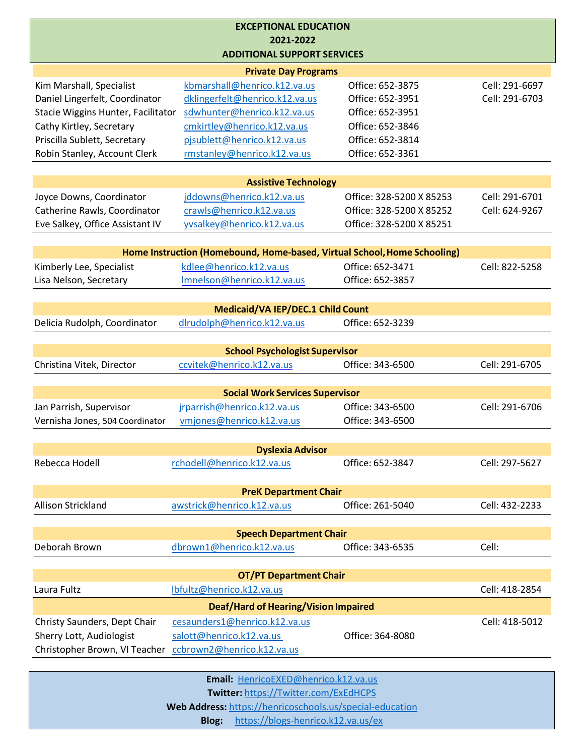# EXCEPTIONAL EDUCATION
## 2021-2022
## ADDITIONAL SUPPORT SERVICES

### Private Day Programs

| | | | |
|---|---|---|---|
| Kim Marshall, Specialist | kbmarshall@henrico.k12.va.us | Office: 652-3875 | Cell: 291-6697 |
| Daniel Lingerfelt, Coordinator | dklingerfelt@henrico.k12.va.us | Office: 652-3951 | Cell: 291-6703 |
| Stacie Wiggins Hunter, Facilitator | sdwhunter@henrico.k12.va.us | Office: 652-3951 | |
| Cathy Kirtley, Secretary | cmkirtley@henrico.k12.va.us | Office: 652-3846 | |
| Priscilla Sublett, Secretary | pjsublett@henrico.k12.va.us | Office: 652-3814 | |
| Robin Stanley, Account Clerk | rmstanley@henrico.k12.va.us | Office: 652-3361 | |

### Assistive Technology

| | | | |
|---|---|---|---|
| Joyce Downs, Coordinator | jddowns@henrico.k12.va.us | Office: 328-5200 X 85253 | Cell: 291-6701 |
| Catherine Rawls, Coordinator | crawls@henrico.k12.va.us | Office: 328-5200 X 85252 | Cell: 624-9267 |
| Eve Salkey, Office Assistant IV | yvsalkey@henrico.k12.va.us | Office: 328-5200 X 85251 | |

### Home Instruction (Homebound, Home-based, Virtual School, Home Schooling)

| | | | |
|---|---|---|---|
| Kimberly Lee, Specialist | kdlee@henrico.k12.va.us | Office: 652-3471 | Cell: 822-5258 |
| Lisa Nelson, Secretary | lmnelson@henrico.k12.va.us | Office: 652-3857 | |

### Medicaid/VA IEP/DEC.1 Child Count

| | | | |
|---|---|---|---|
| Delicia Rudolph, Coordinator | dlrudolph@henrico.k12.va.us | Office: 652-3239 | |

### School Psychologist Supervisor

| | | | |
|---|---|---|---|
| Christina Vitek, Director | ccvitek@henrico.k12.va.us | Office: 343-6500 | Cell: 291-6705 |

### Social Work Services Supervisor

| | | | |
|---|---|---|---|
| Jan Parrish, Supervisor | jrparrish@henrico.k12.va.us | Office: 343-6500 | Cell: 291-6706 |
| Vernisha Jones, 504 Coordinator | vmjones@henrico.k12.va.us | Office: 343-6500 | |

### Dyslexia Advisor

| | | | |
|---|---|---|---|
| Rebecca Hodell | rchodell@henrico.k12.va.us | Office: 652-3847 | Cell: 297-5627 |

### PreK Department Chair

| | | | |
|---|---|---|---|
| Allison Strickland | awstrick@henrico.k12.va.us | Office: 261-5040 | Cell: 432-2233 |

### Speech Department Chair

| | | | |
|---|---|---|---|
| Deborah Brown | dbrown1@henrico.k12.va.us | Office: 343-6535 | Cell: |

### OT/PT Department Chair

| | | | |
|---|---|---|---|
| Laura Fultz | lbfultz@henrico.k12.va.us | | Cell: 418-2854 |

### Deaf/Hard of Hearing/Vision Impaired

| | | | |
|---|---|---|---|
| Christy Saunders, Dept Chair | cesaunders1@henrico.k12.va.us | | Cell: 418-5012 |
| Sherry Lott, Audiologist | salott@henrico.k12.va.us | Office: 364-8080 | |
| Christopher Brown, VI Teacher | ccbrown2@henrico.k12.va.us | | |

**Email:** HenricoEXED@henrico.k12.va.us
**Twitter:** https://Twitter.com/ExEdHCPS
**Web Address:** https://henricoschools.us/special-education
**Blog:** https://blogs-henrico.k12.va.us/ex